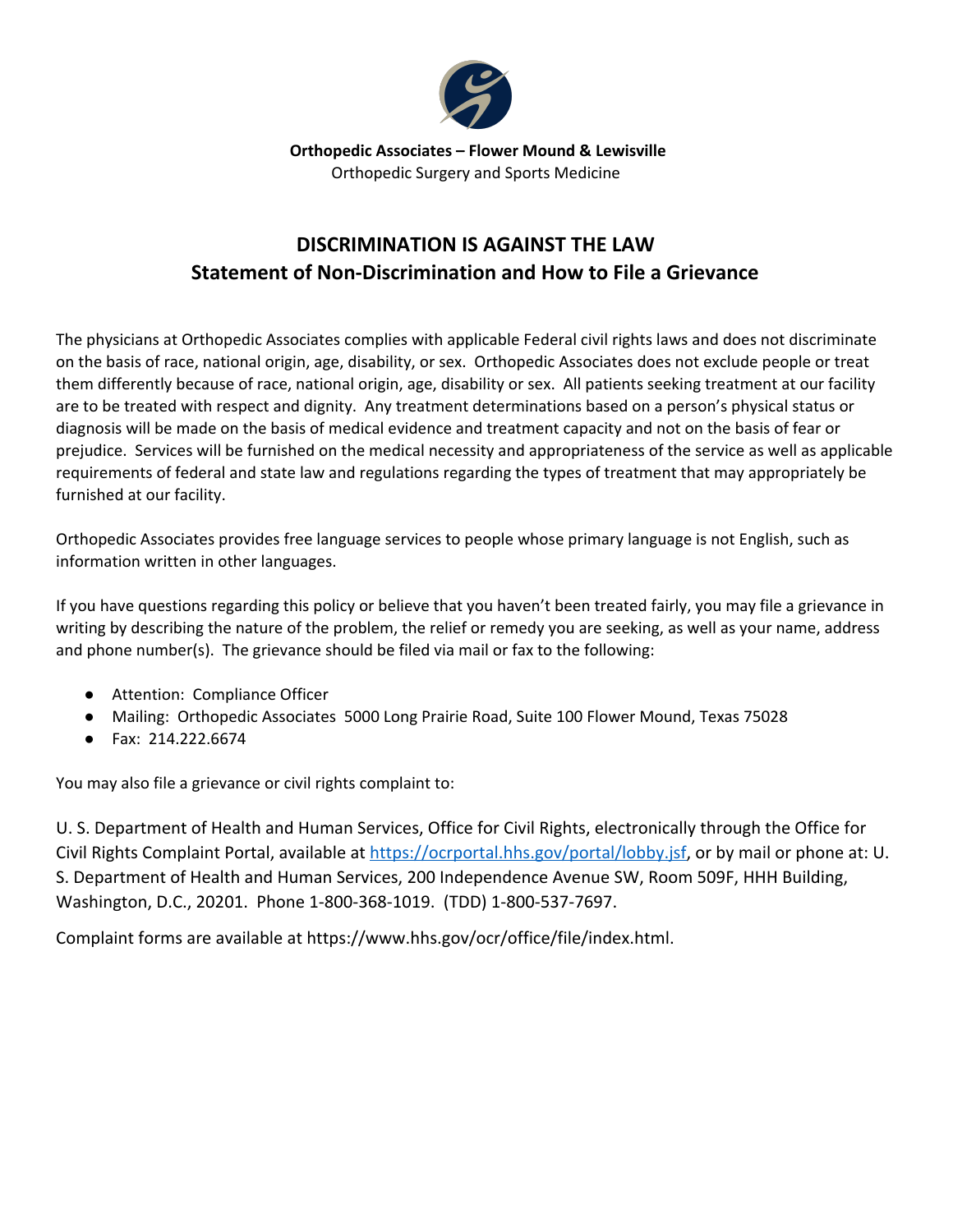**Orthopedic Associates – Flower Mound & Lewisville**
Orthopedic Surgery and Sports Medicine

# DISCRIMINATION IS AGAINST THE LAW

## Statement of Non-Discrimination and How to File a Grievance

The physicians at Orthopedic Associates complies with applicable Federal civil rights laws and does not discriminate on the basis of race, national origin, age, disability, or sex. Orthopedic Associates does not exclude people or treat them differently because of race, national origin, age, disability or sex. All patients seeking treatment at our facility are to be treated with respect and dignity. Any treatment determinations based on a person's physical status or diagnosis will be made on the basis of medical evidence and treatment capacity and not on the basis of fear or prejudice. Services will be furnished on the medical necessity and appropriateness of the service as well as applicable requirements of federal and state law and regulations regarding the types of treatment that may appropriately be furnished at our facility.

Orthopedic Associates provides free language services to people whose primary language is not English, such as information written in other languages.

If you have questions regarding this policy or believe that you haven't been treated fairly, you may file a grievance in writing by describing the nature of the problem, the relief or remedy you are seeking, as well as your name, address and phone number(s). The grievance should be filed via mail or fax to the following:

- Attention: Compliance Officer
- Mailing: Orthopedic Associates 5000 Long Prairie Road, Suite 100 Flower Mound, Texas 75028
- Fax: 214.222.6674

You may also file a grievance or civil rights complaint to:

U. S. Department of Health and Human Services, Office for Civil Rights, electronically through the Office for Civil Rights Complaint Portal, available at https://ocrportal.hhs.gov/portal/lobby.jsf, or by mail or phone at: U. S. Department of Health and Human Services, 200 Independence Avenue SW, Room 509F, HHH Building, Washington, D.C., 20201. Phone 1-800-368-1019. (TDD) 1-800-537-7697.

Complaint forms are available at https://www.hhs.gov/ocr/office/file/index.html.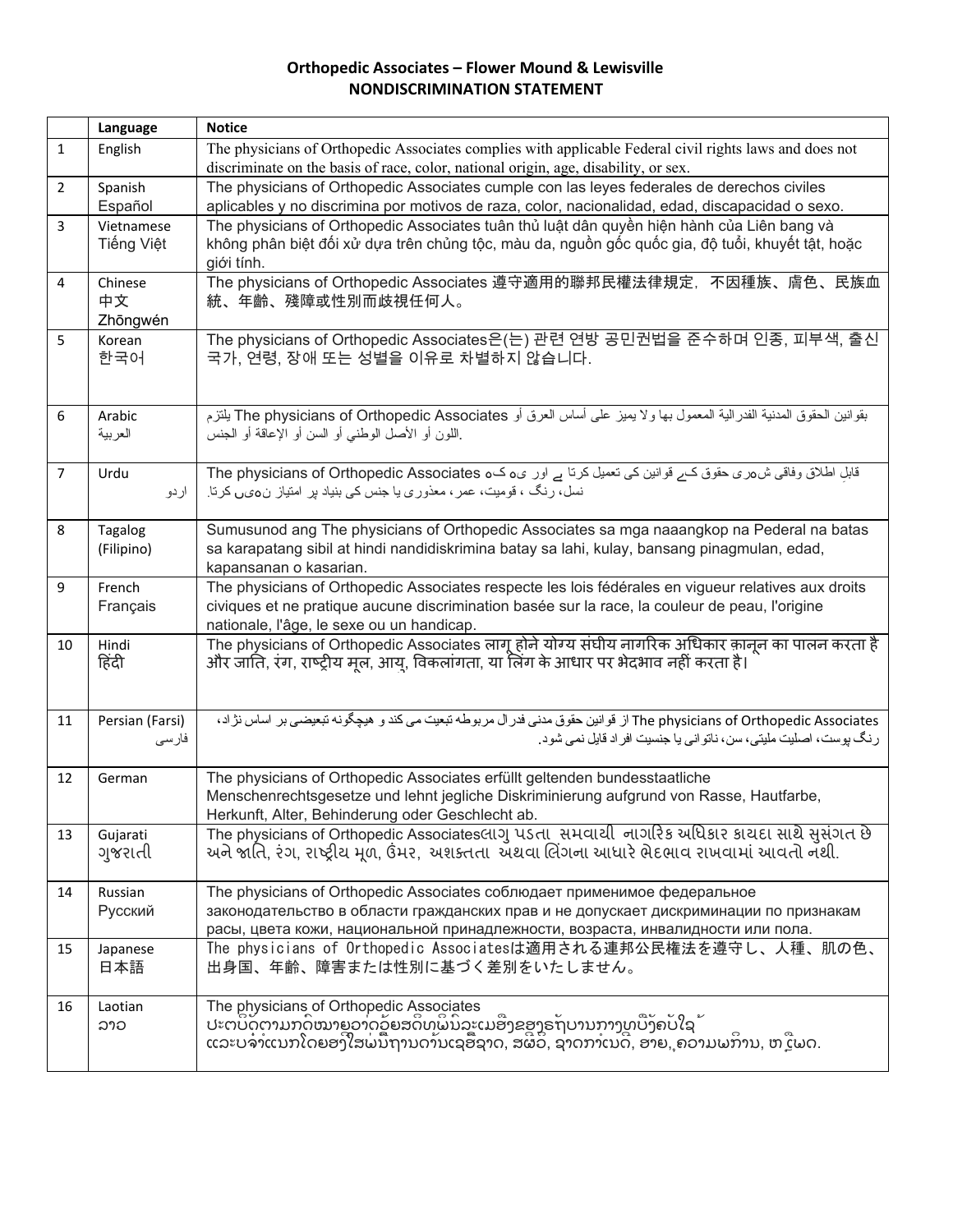**Orthopedic Associates – Flower Mound & Lewisville**
**NONDISCRIMINATION STATEMENT**

| | Language | Notice |
|---|---|---|
| 1 | English | The physicians of Orthopedic Associates complies with applicable Federal civil rights laws and does not discriminate on the basis of race, color, national origin, age, disability, or sex. |
| 2 | Spanish Español | The physicians of Orthopedic Associates cumple con las leyes federales de derechos civiles aplicables y no discrimina por motivos de raza, color, nacionalidad, edad, discapacidad o sexo. |
| 3 | Vietnamese Tiếng Việt | The physicians of Orthopedic Associates tuân thủ luật dân quyền hiện hành của Liên bang và không phân biệt đối xử dựa trên chủng tộc, màu da, nguồn gốc quốc gia, độ tuổi, khuyết tật, hoặc giới tính. |
| 4 | Chinese 中文 Zhōngwén | The physicians of Orthopedic Associates 遵守適用的聯邦民權法律規定，不因種族、膚色、民族血統、年齢、殘障或性別而歧視任何人。 |
| 5 | Korean 한국어 | The physicians of Orthopedic Associates은(는) 관련 연방 공민권법을 준수하며 인종, 피부색, 출신 국가, 연령, 장애 또는 성별을 이유로 차별하지 않습니다. |
| 6 | Arabic العربية | يلتزم The physicians of Orthopedic Associates بقوانين الحقوق المدنية الفدرالية المعمول بها ولا يميز على أساس العرق أو اللون أو الأصل الوطني أو السن أو الإعاقة أو الجنس. |
| 7 | Urdu اردو | The physicians of Orthopedic Associates قابلِ اطلاق وفاقی شہری حقوق کے قوانین کی تعمیل کرتا ہے اور یہ کہ نسل، رنگ، قومیت، عمر، معذوری یا جنس کی بنیاد پر امتیاز نہیں کرتا. |
| 8 | Tagalog (Filipino) | Sumusunod ang The physicians of Orthopedic Associates sa mga naaangkop na Pederal na batas sa karapatang sibil at hindi nandidiskrimina batay sa lahi, kulay, bansang pinagmulan, edad, kapansanan o kasarian. |
| 9 | French Français | The physicians of Orthopedic Associates respecte les lois fédérales en vigueur relatives aux droits civiques et ne pratique aucune discrimination basée sur la race, la couleur de peau, l'origine nationale, l'âge, le sexe ou un handicap. |
| 10 | Hindi हिंदी | The physicians of Orthopedic Associates लागू होने योग्य संघीय नागरिक अधिकार क़ानून का पालन करता है और जाति, रंग, राष्ट्रीय मूल, आयु, विकलांगता, या लिंग के आधार पर भेदभाव नहीं करता है। |
| 11 | Persian (Farsi) فارسی | The physicians of Orthopedic Associates از قوانین حقوق مدنی فدرال مربوطه تبعیت می کند و هیچگونه تبعیضی بر اساس نژاد، رنگ پوست، اصلیت ملیتی، سن، ناتوانی یا جنسیت افراد قایل نمی شود. |
| 12 | German | The physicians of Orthopedic Associates erfüllt geltenden bundesstaatliche Menschenrechtsgesetze und lehnt jegliche Diskriminierung aufgrund von Rasse, Hautfarbe, Herkunft, Alter, Behinderung oder Geschlecht ab. |
| 13 | Gujarati ગુજરાતી | The physicians of Orthopedic Associatesલાગુ પડતા સમવાયી નાગરિક અધિકાર કાયદા સાથે સુસંગત છે અને જાતિ, રંગ, રાષ્ટ્રીય મૂળ, ઉંમર, અશક્તતા અથવા લિંગના આધારે ભેદભાવ રાખવામાં આવતો નથી. |
| 14 | Russian Русский | The physicians of Orthopedic Associates соблюдает применимое федеральное законодательство в области гражданских прав и не допускает дискриминации по признакам расы, цвета кожи, национальной принадлежности, возраста, инвалидности или пола. |
| 15 | Japanese 日本語 | The physicians of Orthopedic Associatesは適用される連邦公民権法を遵守し、人種、肌の色、出身国、年齢、障害または性別に基づく差別をいたしません。 |
| 16 | Laotian ລາວ | The physicians of Orthopedic Associates ປະຕິບັດຕາມກົດໝາຍວ່າດ້ວຍສິດທິພົນລະເມືອງຂອງຣັຖບານກາງທີ່ບັງຄັບໃຊ້ ແລະບໍ່ຈຳແນກໂດຍອີງໃສ່ພື້ນຖານດ້ານເຊື້ອຊາດ, ສີຜິວ, ຊາດກຳເນີດ, ອາຍຸ, ຄວາມພິການ, ຫຼືເພດ. |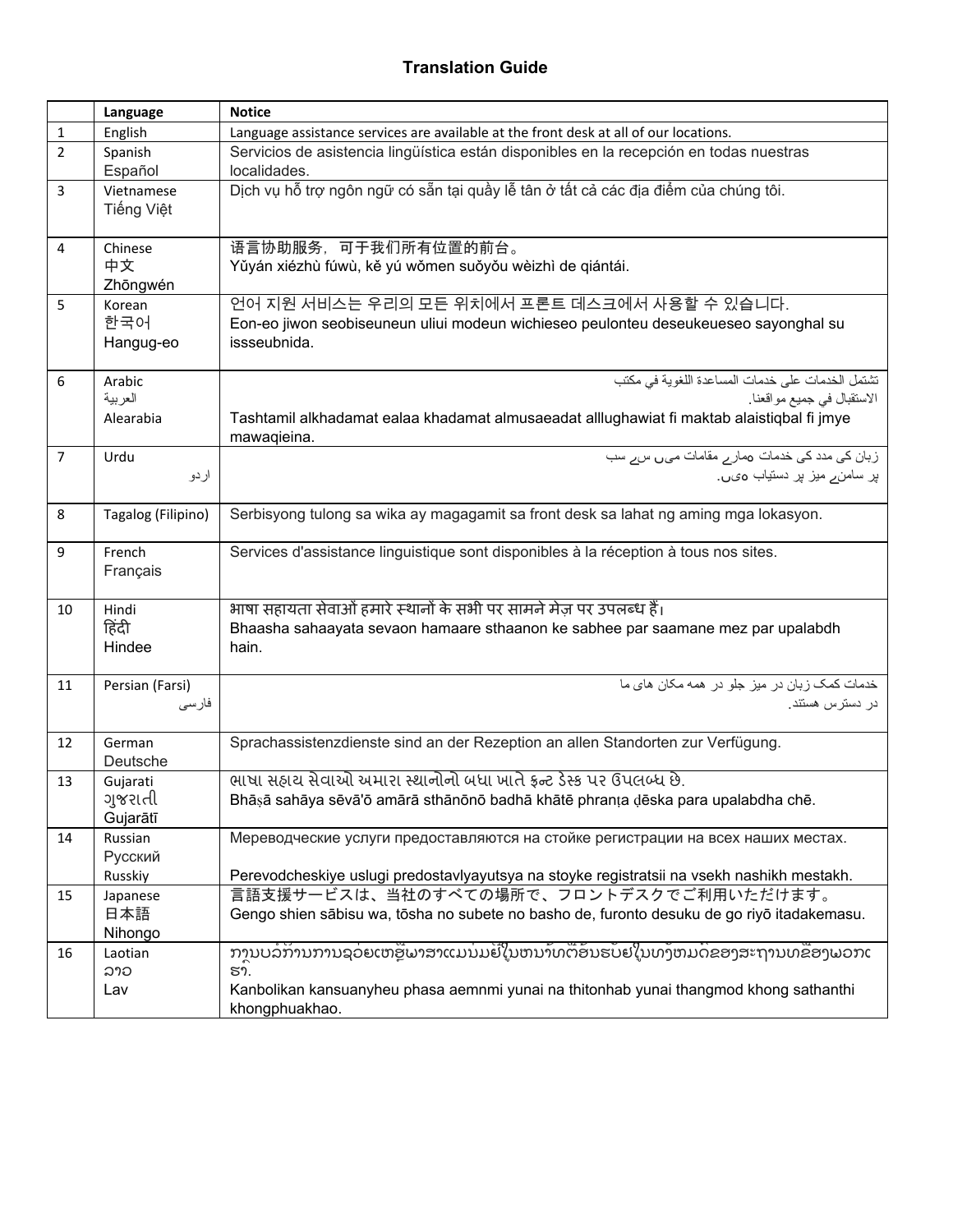# Translation Guide

| | Language | Notice |
|---|---|---|
| 1 | English | Language assistance services are available at the front desk at all of our locations. |
| 2 | Spanish<br>Español | Servicios de asistencia lingüística están disponibles en la recepción en todas nuestras localidades. |
| 3 | Vietnamese<br>Tiếng Việt | Dịch vụ hỗ trợ ngôn ngữ có sẵn tại quầy lễ tân ở tất cả các địa điểm của chúng tôi. |
| 4 | Chinese<br>中文<br>Zhōngwén | 语言协助服务，可于我们所有位置的前台。<br>Yǔyán xiézhù fúwù, kě yú wǒmen suǒyǒu wèizhì de qiántái. |
| 5 | Korean<br>한국어<br>Hangug-eo | 언어 지원 서비스는 우리의 모든 위치에서 프론트 데스크에서 사용할 수 있습니다.<br>Eon-eo jiwon seobiseuneun uliui modeun wichieseo peulonteu deseukeueseo sayonghal su issseubnida. |
| 6 | Arabic<br>العربية<br>Alearabia | تشتمل الخدمات على خدمات المساعدة اللغوية في مكتب الاستقبال في جميع مواقعنا.<br>Tashtamil alkhadamat ealaa khadamat almusaeadat allughawiat fi maktab alaistiqbal fi jmye mawaqieina. |
| 7 | Urdu<br>اردو | زبان کی مدد کی خدمات ہمارے مقامات میں سے سب پر سامنے میز پر دستیاب ہیں. |
| 8 | Tagalog (Filipino) | Serbisyong tulong sa wika ay magagamit sa front desk sa lahat ng aming mga lokasyon. |
| 9 | French<br>Français | Services d'assistance linguistique sont disponibles à la réception à tous nos sites. |
| 10 | Hindi<br>हिंदी<br>Hindee | भाषा सहायता सेवाओं हमारे स्थानों के सभी पर सामने मेज़ पर उपलब्ध हैं।<br>Bhaasha sahaayata sevaon hamaare sthaanon ke sabhee par saamane mez par upalabdh hain. |
| 11 | Persian (Farsi)<br>فارسی | خدمات کمک زبان در میز جلو در همه مکان های ما در دسترس هستند. |
| 12 | German<br>Deutsche | Sprachassistenzdienste sind an der Rezeption an allen Standorten zur Verfügung. |
| 13 | Gujarati<br>ગુજરાતી<br>Gujarātī | ભાષા સહાય સેવાઓ અમારા સ્થાનોનો બધા ખાતે ફ્રન્ટ ડેસ્ક પર ઉપલબ્ધ છે.<br>Bhāṣā sahāya sēvā'ō amārā sthānōnō badhā khātē phranṭa ḍēska para upalabdha chē. |
| 14 | Russian<br>Русский<br>Russkiy | Мереводческие услуги предоставляются на стойке регистрации на всех наших местах.<br><br>Perevodcheskiye uslugi predostavlyayutsya na stoyke registratsii na vsekh nashikh mestakh. |
| 15 | Japanese<br>日本語<br>Nihongo | 言語支援サービスは、当社のすべての場所で、フロントデスクでご利用いただけます。<br>Gengo shien sābisu wa, tōsha no subete no basho de, furonto desuku de go riyō itadakemasu. |
| 16 | Laotian<br>ລາວ<br>Lav | ການບໍລິການການຊ່ວຍເຫຼືອພາສາແມ່ນມີຢູ່ໃນຫນ້າທີ່ຕັ້ງຮັບຢູ່ໃນທັງຫມົດຂອງສະຖານທີ່ຂອງພວກເຮົາ.<br>Kanbolikan kansuanyheu phasa aemnmi yunai na thitonhab yunai thangmod khong sathanthi khongphuakhao. |